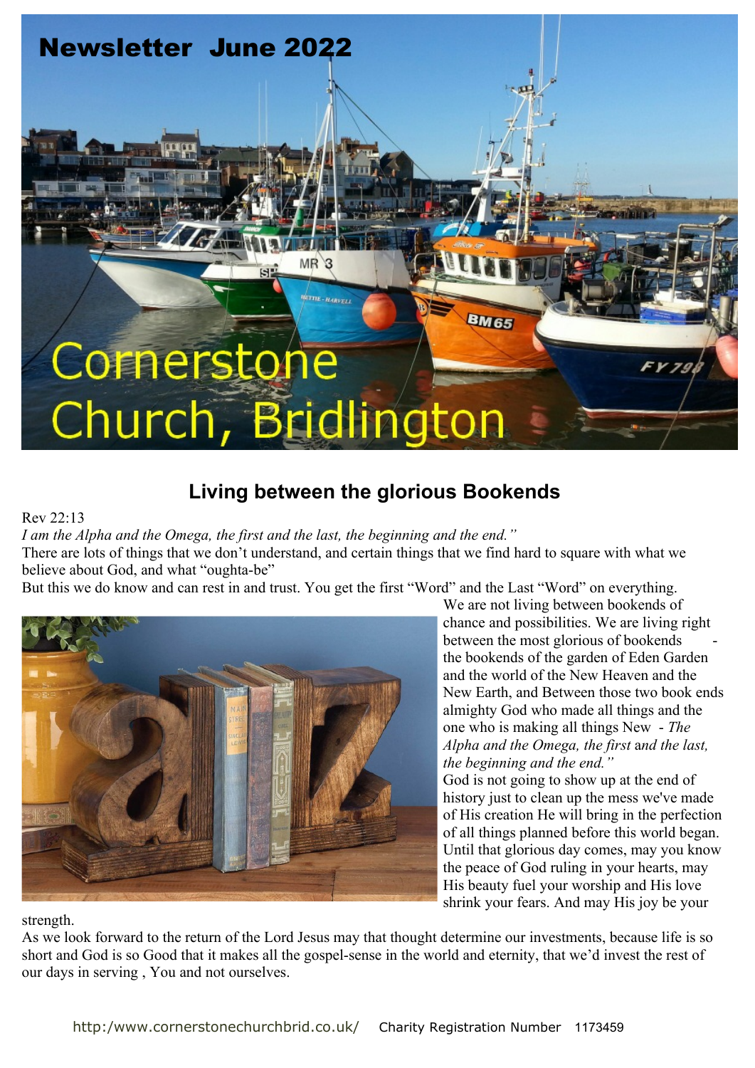# Newsletter June 2022

# Cornerstone Church, Bridlington

## Living between the glorious Bookends

Rev 22:13

*I am the Alpha and the Omega, the first and the last, the beginning and the end."*

There are lots of things that we don't understand, and certain things that we find hard to square with what we believe about God, and what "oughta-be"

But this we do know and can rest in and trust. You get the first "Word" and the Last "Word" on everything.

We are not living between bookends of chance and possibilities. We are living right between the most glorious of bookends - the bookends of the garden of Eden Garden and the world of the New Heaven and the New Earth, and Between those two book ends almighty God who made all things and the one who is making all things New - *The Alpha and the Omega, the first* and *the last, the beginning and the end."*

God is not going to show up at the end of history just to clean up the mess we've made of His creation He will bring in the perfection of all things planned before this world began. Until that glorious day comes, may you know the peace of God ruling in your hearts, may His beauty fuel your worship and His love shrink your fears. And may His joy be your strength.

As we look forward to the return of the Lord Jesus may that thought determine our investments, because life is so short and God is so Good that it makes all the gospel-sense in the world and eternity, that we'd invest the rest of our days in serving , You and not ourselves.

http:/www.cornerstonechurchbrid.co.uk/ Charity Registration Number 1173459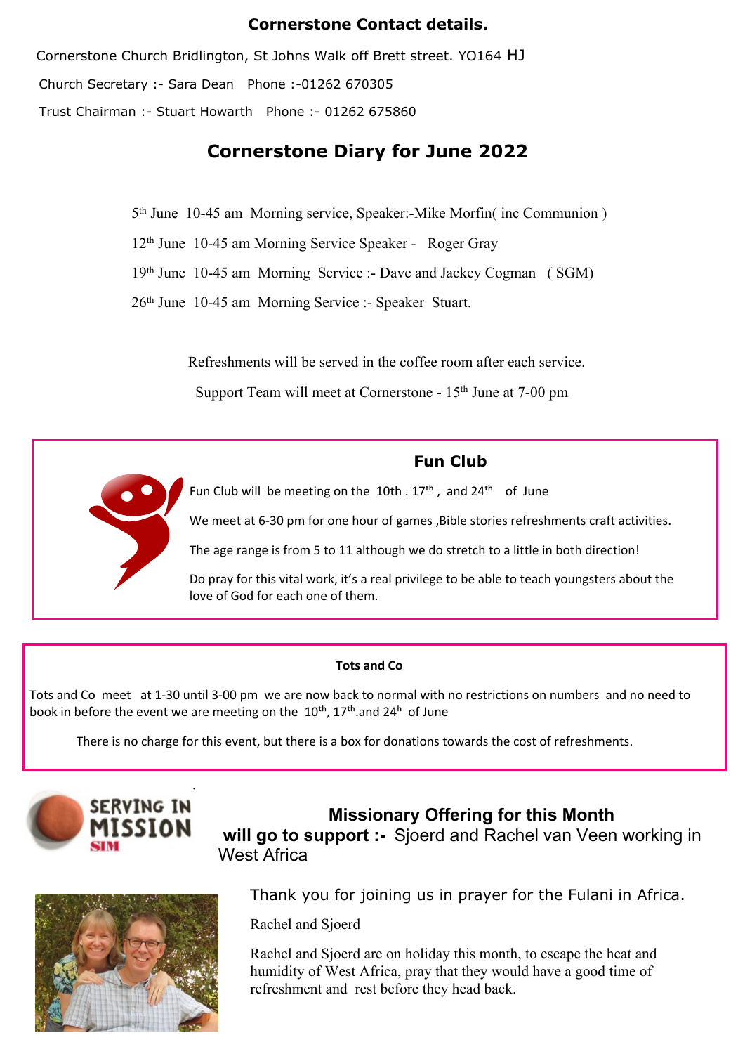**Cornerstone Contact details.**

Cornerstone Church Bridlington, St Johns Walk off Brett street. YO164 HJ

Church Secretary :- Sara Dean  Phone :-01262 670305

Trust Chairman :- Stuart Howarth  Phone :- 01262 675860

## Cornerstone Diary for June 2022

5th June 10-45 am Morning service, Speaker:-Mike Morfin( inc Communion )

12th June 10-45 am Morning Service Speaker - Roger Gray

19th June 10-45 am Morning Service :- Dave and Jackey Cogman ( SGM)

26th June 10-45 am Morning Service :- Speaker Stuart.

Refreshments will be served in the coffee room after each service.

Support Team will meet at Cornerstone - 15th June at 7-00 pm

### Fun Club

Fun Club will be meeting on the 10th . 17th , and 24th of June

We meet at 6-30 pm for one hour of games ,Bible stories refreshments craft activities.

The age range is from 5 to 11 although we do stretch to a little in both direction!

Do pray for this vital work, it's a real privilege to be able to teach youngsters about the love of God for each one of them.

### Tots and Co

Tots and Co meet at 1-30 until 3-00 pm we are now back to normal with no restrictions on numbers and no need to book in before the event we are meeting on the 10th, 17th.and 24h of June

There is no charge for this event, but there is a box for donations towards the cost of refreshments.

**Missionary Offering for this Month**
**will go to support :-** Sjoerd and Rachel van Veen working in West Africa

Thank you for joining us in prayer for the Fulani in Africa.

Rachel and Sjoerd

Rachel and Sjoerd are on holiday this month, to escape the heat and humidity of West Africa, pray that they would have a good time of refreshment and rest before they head back.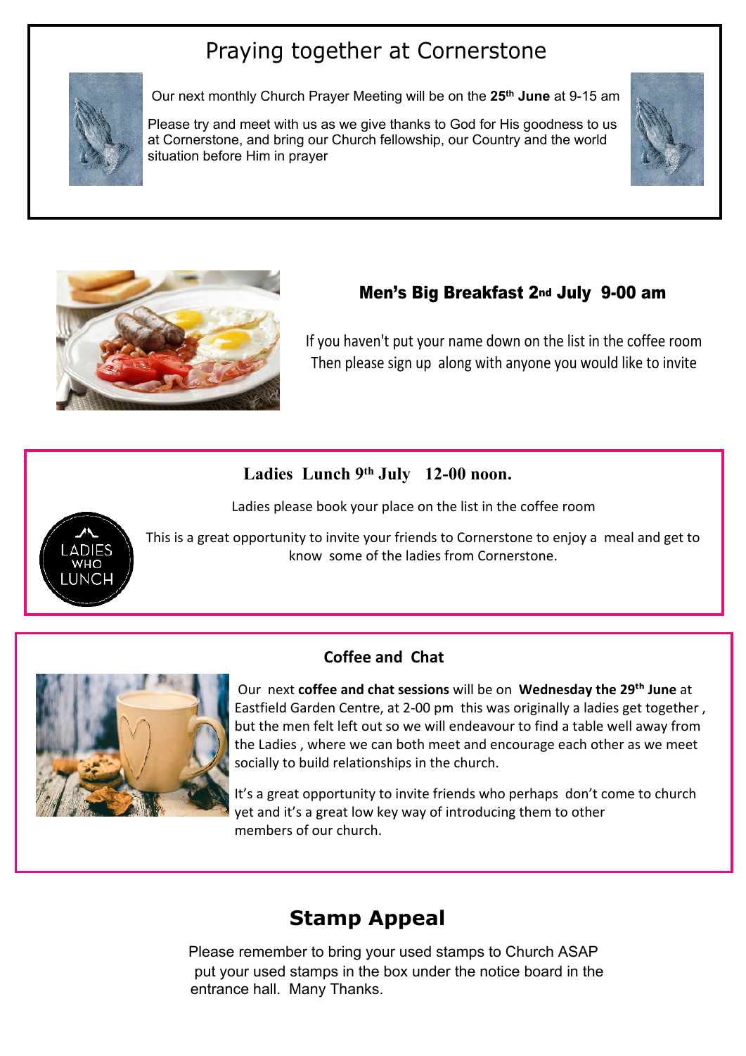# Praying together at Cornerstone

Our next monthly Church Prayer Meeting will be on the **25th June** at 9-15 am

Please try and meet with us as we give thanks to God for His goodness to us at Cornerstone, and bring our Church fellowship, our Country and the world situation before Him in prayer

## Men's Big Breakfast 2nd July 9-00 am

If you haven't put your name down on the list in the coffee room
Then please sign up along with anyone you would like to invite

## Ladies Lunch 9th July 12-00 noon.

Ladies please book your place on the list in the coffee room

This is a great opportunity to invite your friends to Cornerstone to enjoy a meal and get to know some of the ladies from Cornerstone.

## Coffee and Chat

Our next **coffee and chat sessions** will be on **Wednesday the 29th June** at Eastfield Garden Centre, at 2-00 pm this was originally a ladies get together, but the men felt left out so we will endeavour to find a table well away from the Ladies, where we can both meet and encourage each other as we meet socially to build relationships in the church.

It's a great opportunity to invite friends who perhaps don't come to church yet and it's a great low key way of introducing them to other members of our church.

## Stamp Appeal

Please remember to bring your used stamps to Church ASAP put your used stamps in the box under the notice board in the entrance hall. Many Thanks.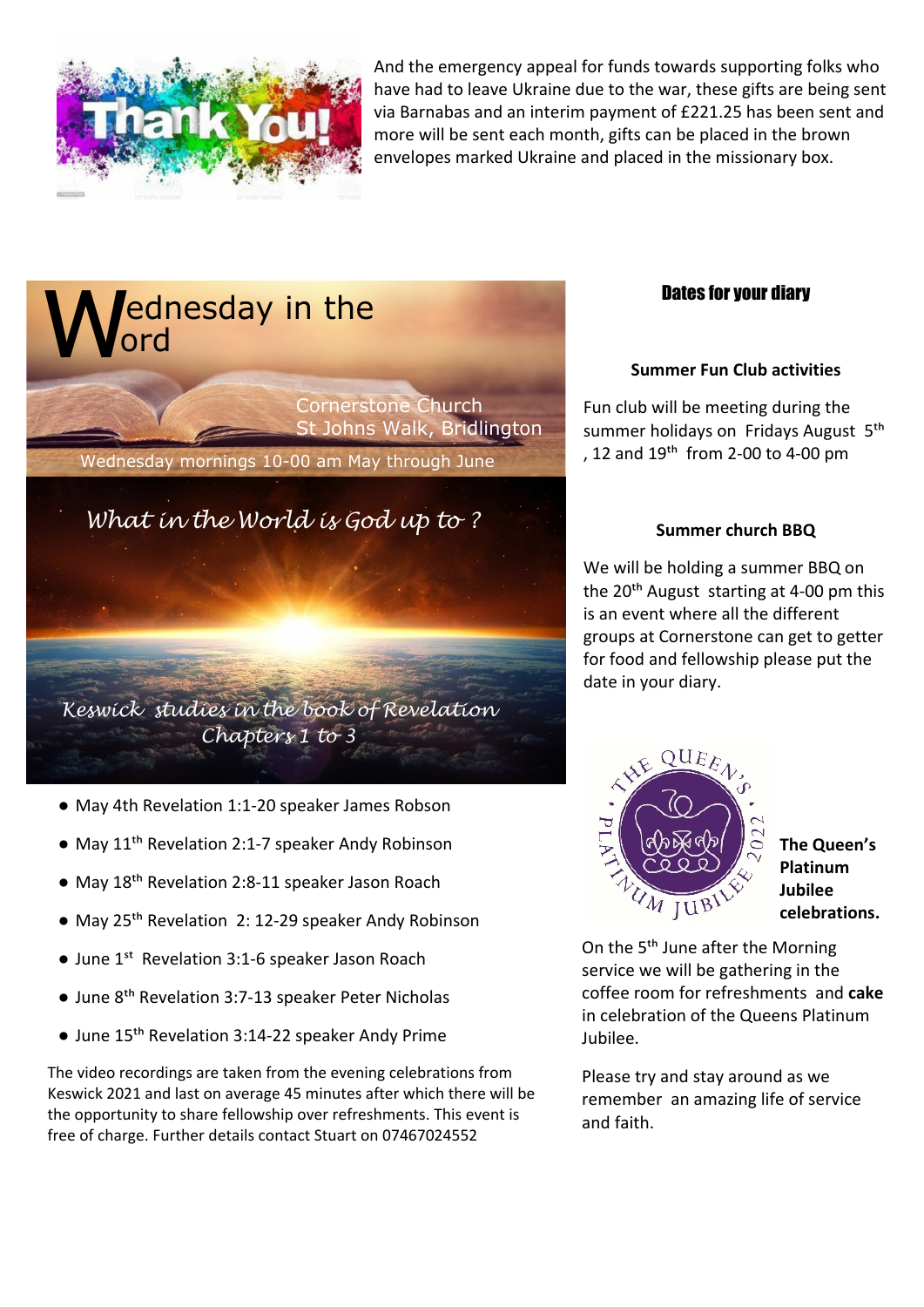Thank You!

And the emergency appeal for funds towards supporting folks who have had to leave Ukraine due to the war, these gifts are being sent via Barnabas and an interim payment of £221.25 has been sent and more will be sent each month, gifts can be placed in the brown envelopes marked Ukraine and placed in the missionary box.

## Wednesday in the Word

Cornerstone Church
St Johns Walk, Bridlington

Wednesday mornings 10-00 am May through June

*What in the World is God up to ?*

*Keswick studies in the book of Revelation Chapters 1 to 3*

- May 4th Revelation 1:1-20 speaker James Robson
- May 11th Revelation 2:1-7 speaker Andy Robinson
- May 18th Revelation 2:8-11 speaker Jason Roach
- May 25th Revelation 2: 12-29 speaker Andy Robinson
- June 1st Revelation 3:1-6 speaker Jason Roach
- June 8th Revelation 3:7-13 speaker Peter Nicholas
- June 15th Revelation 3:14-22 speaker Andy Prime

The video recordings are taken from the evening celebrations from Keswick 2021 and last on average 45 minutes after which there will be the opportunity to share fellowship over refreshments. This event is free of charge. Further details contact Stuart on 07467024552

## Dates for your diary

### Summer Fun Club activities

Fun club will be meeting during the summer holidays on Fridays August 5th, 12 and 19th from 2-00 to 4-00 pm

### Summer church BBQ

We will be holding a summer BBQ on the 20th August starting at 4-00 pm this is an event where all the different groups at Cornerstone can get to getter for food and fellowship please put the date in your diary.

### The Queen's Platinum Jubilee celebrations.

On the 5th June after the Morning service we will be gathering in the coffee room for refreshments and **cake** in celebration of the Queens Platinum Jubilee.

Please try and stay around as we remember an amazing life of service and faith.